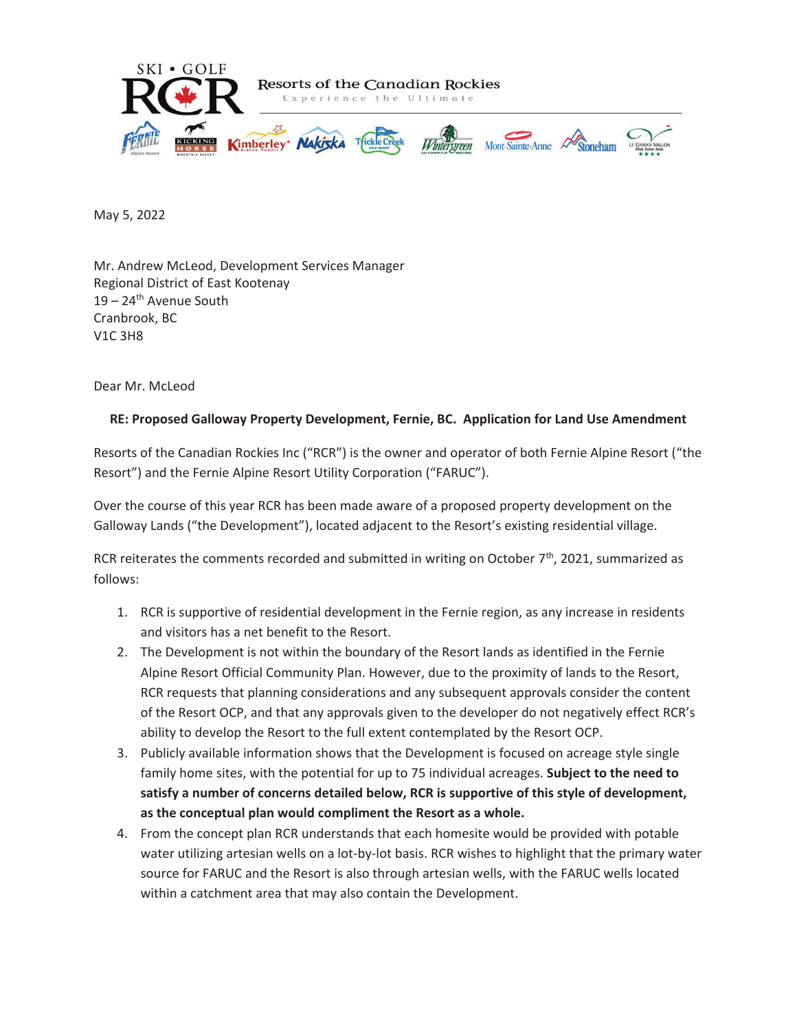SKI • GOLF

RCR Resorts of the Canadian Rockies

Experience the Ultimate

Fernie Alpine Resort · Kicking Horse Mountain Resort · Kimberley Alpine Resort · Nakiska · Trickle Creek Golf Resort · Wintergreen · Mont-Sainte-Anne · Stoneham · Le Grand Vallon

May 5, 2022

Mr. Andrew McLeod, Development Services Manager
Regional District of East Kootenay
19 – 24th Avenue South
Cranbrook, BC
V1C 3H8

Dear Mr. McLeod

**RE: Proposed Galloway Property Development, Fernie, BC. Application for Land Use Amendment**

Resorts of the Canadian Rockies Inc ("RCR") is the owner and operator of both Fernie Alpine Resort ("the Resort") and the Fernie Alpine Resort Utility Corporation ("FARUC").

Over the course of this year RCR has been made aware of a proposed property development on the Galloway Lands ("the Development"), located adjacent to the Resort's existing residential village.

RCR reiterates the comments recorded and submitted in writing on October 7th, 2021, summarized as follows:

1. RCR is supportive of residential development in the Fernie region, as any increase in residents and visitors has a net benefit to the Resort.
2. The Development is not within the boundary of the Resort lands as identified in the Fernie Alpine Resort Official Community Plan. However, due to the proximity of lands to the Resort, RCR requests that planning considerations and any subsequent approvals consider the content of the Resort OCP, and that any approvals given to the developer do not negatively effect RCR's ability to develop the Resort to the full extent contemplated by the Resort OCP.
3. Publicly available information shows that the Development is focused on acreage style single family home sites, with the potential for up to 75 individual acreages. **Subject to the need to satisfy a number of concerns detailed below, RCR is supportive of this style of development, as the conceptual plan would compliment the Resort as a whole.**
4. From the concept plan RCR understands that each homesite would be provided with potable water utilizing artesian wells on a lot-by-lot basis. RCR wishes to highlight that the primary water source for FARUC and the Resort is also through artesian wells, with the FARUC wells located within a catchment area that may also contain the Development.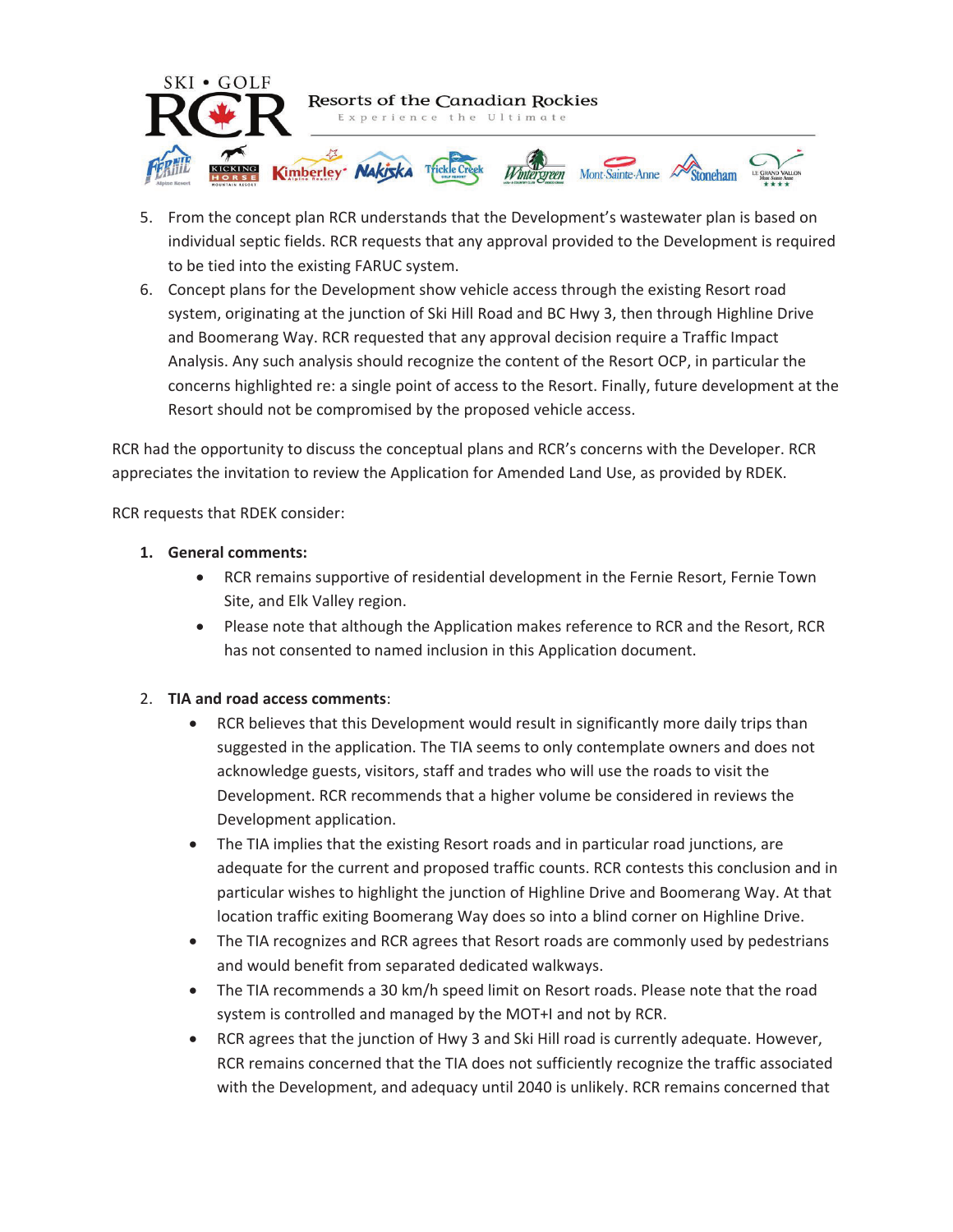5. From the concept plan RCR understands that the Development's wastewater plan is based on individual septic fields. RCR requests that any approval provided to the Development is required to be tied into the existing FARUC system.
6. Concept plans for the Development show vehicle access through the existing Resort road system, originating at the junction of Ski Hill Road and BC Hwy 3, then through Highline Drive and Boomerang Way. RCR requested that any approval decision require a Traffic Impact Analysis. Any such analysis should recognize the content of the Resort OCP, in particular the concerns highlighted re: a single point of access to the Resort. Finally, future development at the Resort should not be compromised by the proposed vehicle access.

RCR had the opportunity to discuss the conceptual plans and RCR's concerns with the Developer. RCR appreciates the invitation to review the Application for Amended Land Use, as provided by RDEK.

RCR requests that RDEK consider:

1. **General comments:**
   - RCR remains supportive of residential development in the Fernie Resort, Fernie Town Site, and Elk Valley region.
   - Please note that although the Application makes reference to RCR and the Resort, RCR has not consented to named inclusion in this Application document.

2. **TIA and road access comments**:
   - RCR believes that this Development would result in significantly more daily trips than suggested in the application. The TIA seems to only contemplate owners and does not acknowledge guests, visitors, staff and trades who will use the roads to visit the Development. RCR recommends that a higher volume be considered in reviews the Development application.
   - The TIA implies that the existing Resort roads and in particular road junctions, are adequate for the current and proposed traffic counts. RCR contests this conclusion and in particular wishes to highlight the junction of Highline Drive and Boomerang Way. At that location traffic exiting Boomerang Way does so into a blind corner on Highline Drive.
   - The TIA recognizes and RCR agrees that Resort roads are commonly used by pedestrians and would benefit from separated dedicated walkways.
   - The TIA recommends a 30 km/h speed limit on Resort roads. Please note that the road system is controlled and managed by the MOT+I and not by RCR.
   - RCR agrees that the junction of Hwy 3 and Ski Hill road is currently adequate. However, RCR remains concerned that the TIA does not sufficiently recognize the traffic associated with the Development, and adequacy until 2040 is unlikely. RCR remains concerned that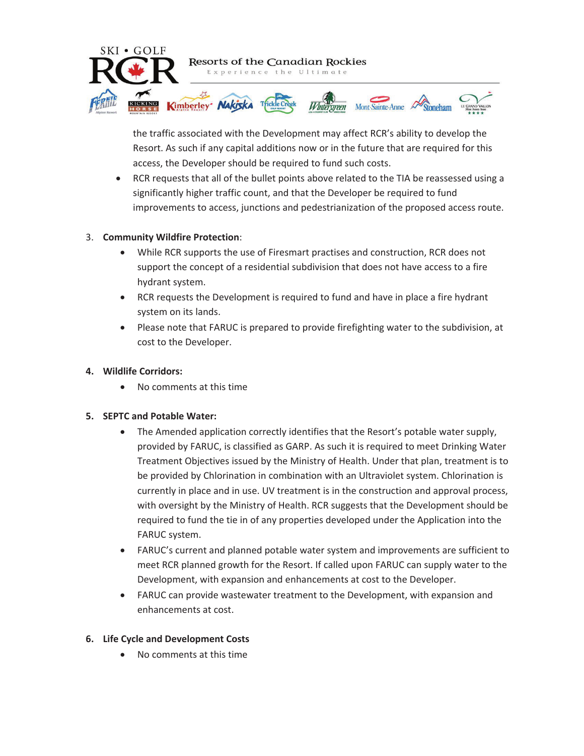the traffic associated with the Development may affect RCR's ability to develop the Resort. As such if any capital additions now or in the future that are required for this access, the Developer should be required to fund such costs.

- RCR requests that all of the bullet points above related to the TIA be reassessed using a significantly higher traffic count, and that the Developer be required to fund improvements to access, junctions and pedestrianization of the proposed access route.

3. **Community Wildfire Protection**:
   - While RCR supports the use of Firesmart practises and construction, RCR does not support the concept of a residential subdivision that does not have access to a fire hydrant system.
   - RCR requests the Development is required to fund and have in place a fire hydrant system on its lands.
   - Please note that FARUC is prepared to provide firefighting water to the subdivision, at cost to the Developer.

4. **Wildlife Corridors:**
   - No comments at this time

5. **SEPTC and Potable Water:**
   - The Amended application correctly identifies that the Resort's potable water supply, provided by FARUC, is classified as GARP. As such it is required to meet Drinking Water Treatment Objectives issued by the Ministry of Health. Under that plan, treatment is to be provided by Chlorination in combination with an Ultraviolet system. Chlorination is currently in place and in use. UV treatment is in the construction and approval process, with oversight by the Ministry of Health. RCR suggests that the Development should be required to fund the tie in of any properties developed under the Application into the FARUC system.
   - FARUC's current and planned potable water system and improvements are sufficient to meet RCR planned growth for the Resort. If called upon FARUC can supply water to the Development, with expansion and enhancements at cost to the Developer.
   - FARUC can provide wastewater treatment to the Development, with expansion and enhancements at cost.

6. **Life Cycle and Development Costs**
   - No comments at this time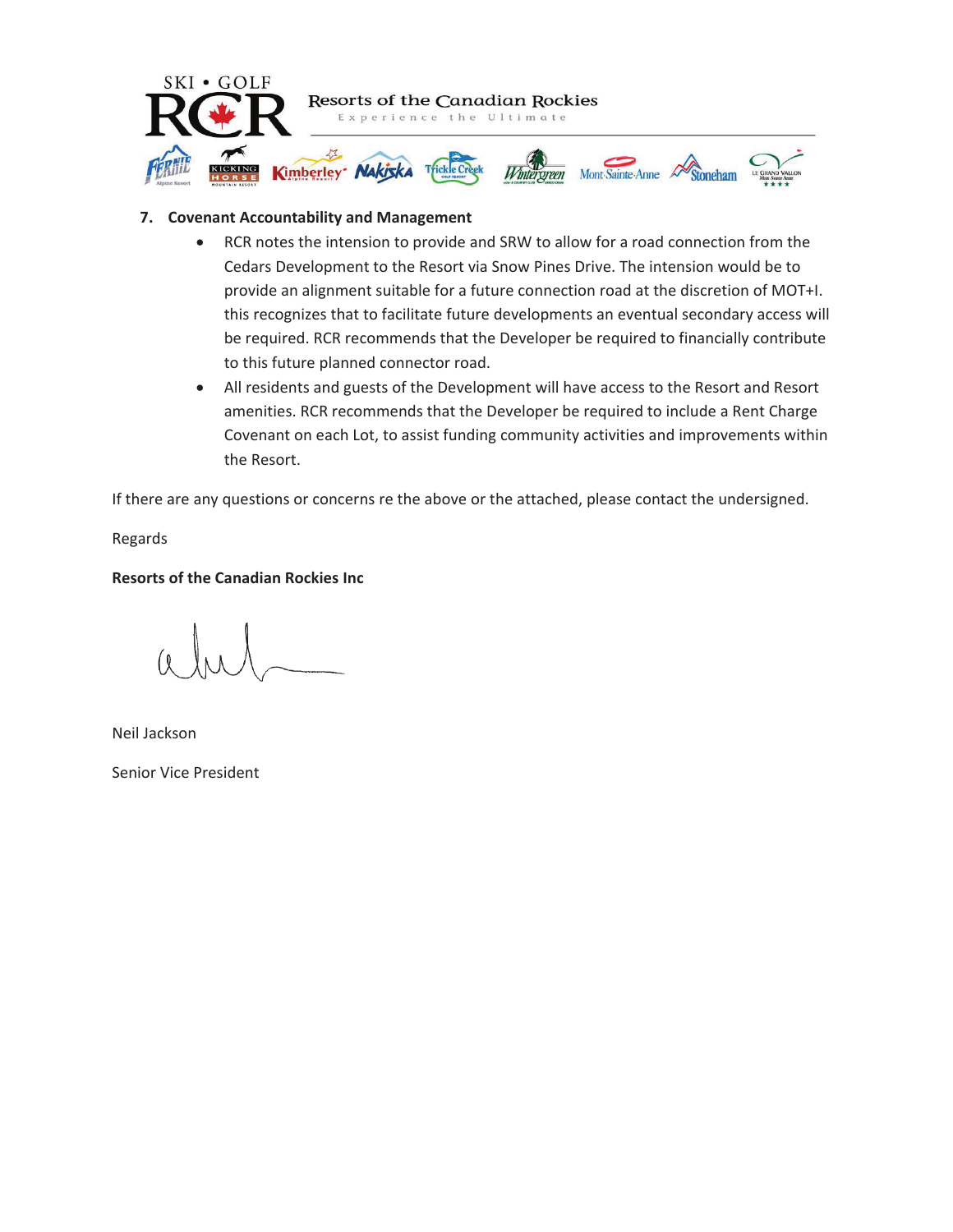SKI • GOLF

RCR Resorts of the Canadian Rockies

Experience the Ultimate

7. **Covenant Accountability and Management**
   - RCR notes the intension to provide and SRW to allow for a road connection from the Cedars Development to the Resort via Snow Pines Drive. The intension would be to provide an alignment suitable for a future connection road at the discretion of MOT+I. this recognizes that to facilitate future developments an eventual secondary access will be required. RCR recommends that the Developer be required to financially contribute to this future planned connector road.
   - All residents and guests of the Development will have access to the Resort and Resort amenities. RCR recommends that the Developer be required to include a Rent Charge Covenant on each Lot, to assist funding community activities and improvements within the Resort.

If there are any questions or concerns re the above or the attached, please contact the undersigned.

Regards

**Resorts of the Canadian Rockies Inc**

Neil Jackson

Senior Vice President